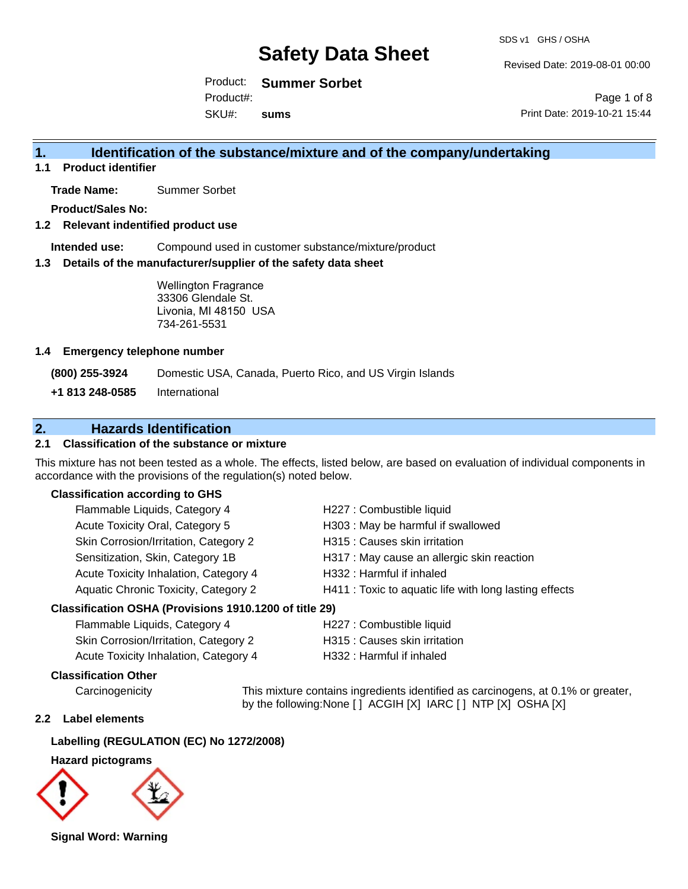# Safety Data Sheet

SDS v1 GHS / OSHA

Revised Date: 2019-08-01 00:00

Product: **Summer Sorbet**

Product#:

SKU#: **sums**

Print Date: 2019-10-21 15:44

## 1. Identification of the substance/mixture and of the company/undertaking

### 1.1 Product identifier

**Trade Name:** Summer Sorbet

**Product/Sales No:**

### 1.2 Relevant indentified product use

**Intended use:** Compound used in customer substance/mixture/product

### 1.3 Details of the manufacturer/supplier of the safety data sheet

Wellington Fragrance
33306 Glendale St.
Livonia, MI 48150 USA
734-261-5531

### 1.4 Emergency telephone number

**(800) 255-3924** Domestic USA, Canada, Puerto Rico, and US Virgin Islands

**+1 813 248-0585** International

## 2. Hazards Identification

### 2.1 Classification of the substance or mixture

This mixture has not been tested as a whole. The effects, listed below, are based on evaluation of individual components in accordance with the provisions of the regulation(s) noted below.

**Classification according to GHS**

| | |
|---|---|
| Flammable Liquids, Category 4 | H227 : Combustible liquid |
| Acute Toxicity Oral, Category 5 | H303 : May be harmful if swallowed |
| Skin Corrosion/Irritation, Category 2 | H315 : Causes skin irritation |
| Sensitization, Skin, Category 1B | H317 : May cause an allergic skin reaction |
| Acute Toxicity Inhalation, Category 4 | H332 : Harmful if inhaled |
| Aquatic Chronic Toxicity, Category 2 | H411 : Toxic to aquatic life with long lasting effects |

**Classification OSHA (Provisions 1910.1200 of title 29)**

| | |
|---|---|
| Flammable Liquids, Category 4 | H227 : Combustible liquid |
| Skin Corrosion/Irritation, Category 2 | H315 : Causes skin irritation |
| Acute Toxicity Inhalation, Category 4 | H332 : Harmful if inhaled |

**Classification Other**

Carcinogenicity: This mixture contains ingredients identified as carcinogens, at 0.1% or greater, by the following:None [ ] ACGIH [X] IARC [ ] NTP [X] OSHA [X]

### 2.2 Label elements

**Labelling (REGULATION (EC) No 1272/2008)**

**Hazard pictograms**

**Signal Word: Warning**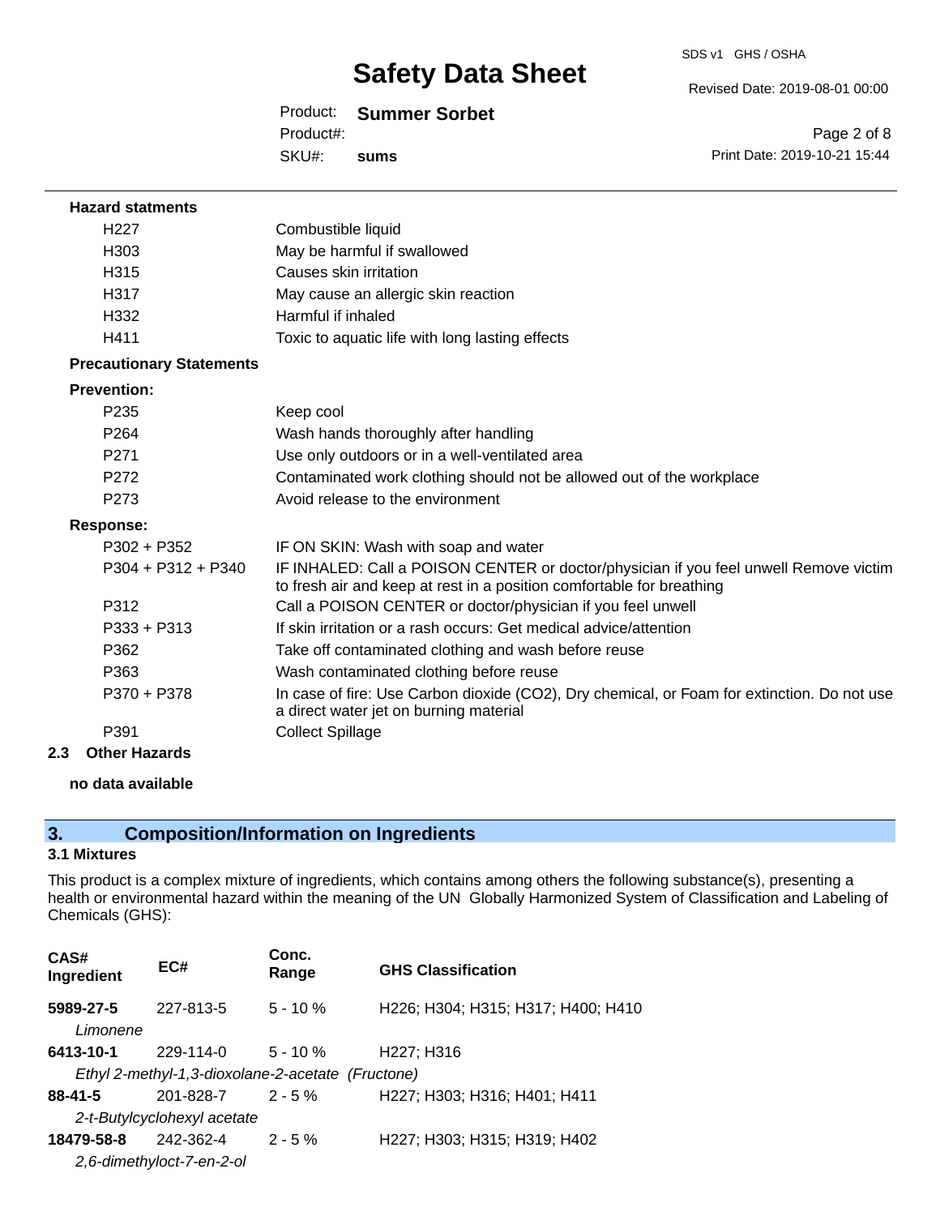**Hazard statments**

| | |
|---|---|
| H227 | Combustible liquid |
| H303 | May be harmful if swallowed |
| H315 | Causes skin irritation |
| H317 | May cause an allergic skin reaction |
| H332 | Harmful if inhaled |
| H411 | Toxic to aquatic life with long lasting effects |

**Precautionary Statements**

**Prevention:**

| | |
|---|---|
| P235 | Keep cool |
| P264 | Wash hands thoroughly after handling |
| P271 | Use only outdoors or in a well-ventilated area |
| P272 | Contaminated work clothing should not be allowed out of the workplace |
| P273 | Avoid release to the environment |

**Response:**

| | |
|---|---|
| P302 + P352 | IF ON SKIN: Wash with soap and water |
| P304 + P312 + P340 | IF INHALED: Call a POISON CENTER or doctor/physician if you feel unwell Remove victim to fresh air and keep at rest in a position comfortable for breathing |
| P312 | Call a POISON CENTER or doctor/physician if you feel unwell |
| P333 + P313 | If skin irritation or a rash occurs: Get medical advice/attention |
| P362 | Take off contaminated clothing and wash before reuse |
| P363 | Wash contaminated clothing before reuse |
| P370 + P378 | In case of fire: Use Carbon dioxide ($CO_2$), Dry chemical, or Foam for extinction. Do not use a direct water jet on burning material |
| P391 | Collect Spillage |

### 2.3 Other Hazards

**no data available**

## 3. Composition/Information on Ingredients

### 3.1 Mixtures

This product is a complex mixture of ingredients, which contains among others the following substance(s), presenting a health or environmental hazard within the meaning of the UN Globally Harmonized System of Classification and Labeling of Chemicals (GHS):

| CAS# Ingredient | EC# | Conc. Range | GHS Classification |
|---|---|---|---|
| **5989-27-5** | 227-813-5 | 5 - 10 % | H226; H304; H315; H317; H400; H410 |
| *Limonene* | | | |
| **6413-10-1** | 229-114-0 | 5 - 10 % | H227; H316 |
| *Ethyl 2-methyl-1,3-dioxolane-2-acetate (Fructone)* | | | |
| **88-41-5** | 201-828-7 | 2 - 5 % | H227; H303; H316; H401; H411 |
| *2-t-Butylcyclohexyl acetate* | | | |
| **18479-58-8** | 242-362-4 | 2 - 5 % | H227; H303; H315; H319; H402 |
| *2,6-dimethyloct-7-en-2-ol* | | | |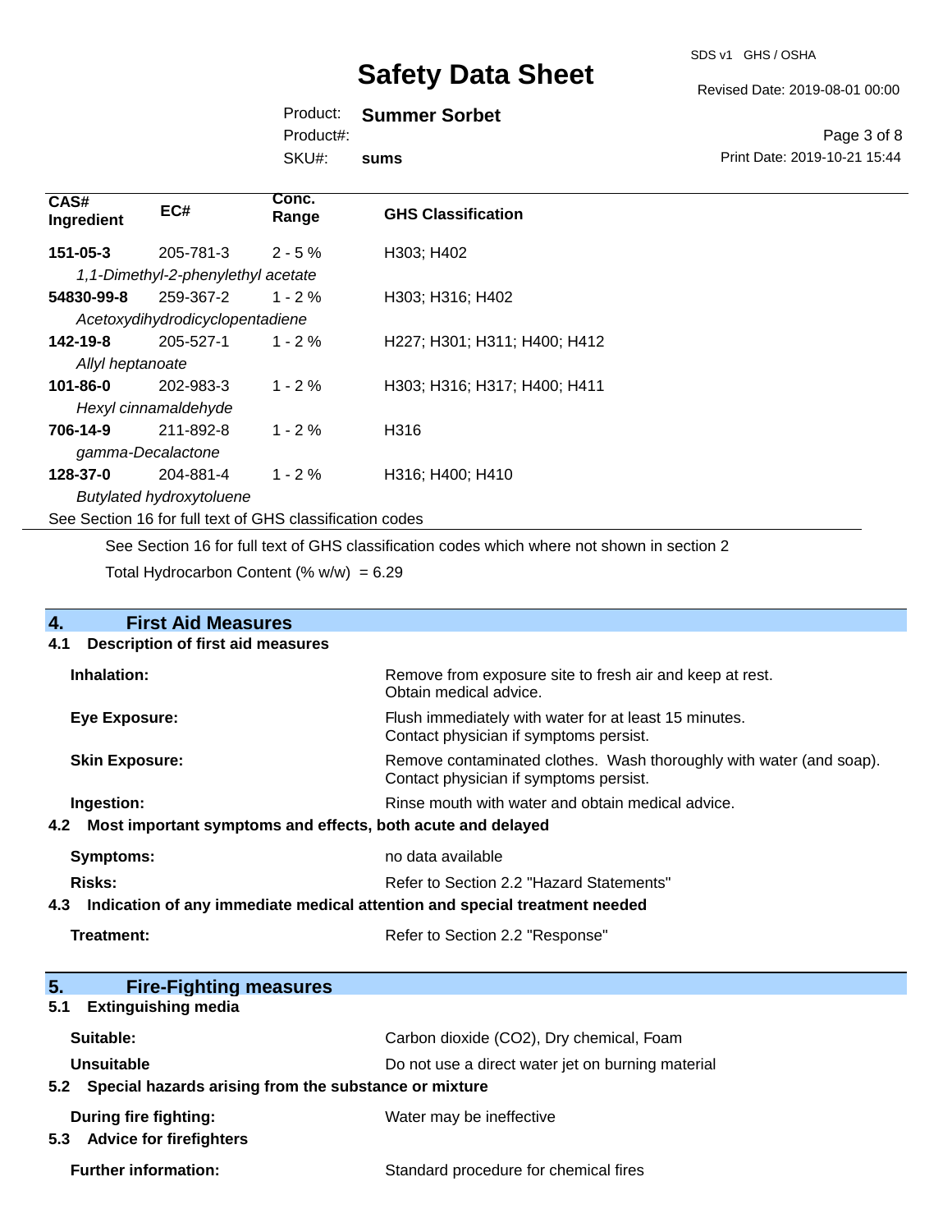| CAS# Ingredient | EC# | Conc. Range | GHS Classification |
|---|---|---|---|
| **151-05-3** | 205-781-3 | 2 - 5 % | H303; H402 |
| *1,1-Dimethyl-2-phenylethyl acetate* | | | |
| **54830-99-8** | 259-367-2 | 1 - 2 % | H303; H316; H402 |
| *Acetoxydihydrodicyclopentadiene* | | | |
| **142-19-8** | 205-527-1 | 1 - 2 % | H227; H301; H311; H400; H412 |
| *Allyl heptanoate* | | | |
| **101-86-0** | 202-983-3 | 1 - 2 % | H303; H316; H317; H400; H411 |
| *Hexyl cinnamaldehyde* | | | |
| **706-14-9** | 211-892-8 | 1 - 2 % | H316 |
| *gamma-Decalactone* | | | |
| **128-37-0** | 204-881-4 | 1 - 2 % | H316; H400; H410 |
| *Butylated hydroxytoluene* | | | |

See Section 16 for full text of GHS classification codes

See Section 16 for full text of GHS classification codes which where not shown in section 2

Total Hydrocarbon Content (% w/w) = 6.29

## 4. First Aid Measures

### 4.1 Description of first aid measures

**Inhalation:** Remove from exposure site to fresh air and keep at rest. Obtain medical advice.

**Eye Exposure:** Flush immediately with water for at least 15 minutes. Contact physician if symptoms persist.

**Skin Exposure:** Remove contaminated clothes. Wash thoroughly with water (and soap). Contact physician if symptoms persist.

**Ingestion:** Rinse mouth with water and obtain medical advice.

### 4.2 Most important symptoms and effects, both acute and delayed

**Symptoms:** no data available

**Risks:** Refer to Section 2.2 "Hazard Statements"

### 4.3 Indication of any immediate medical attention and special treatment needed

**Treatment:** Refer to Section 2.2 "Response"

## 5. Fire-Fighting measures

### 5.1 Extinguishing media

**Suitable:** Carbon dioxide ($CO_2$), Dry chemical, Foam

**Unsuitable** Do not use a direct water jet on burning material

### 5.2 Special hazards arising from the substance or mixture

**During fire fighting:** Water may be ineffective

### 5.3 Advice for firefighters

**Further information:** Standard procedure for chemical fires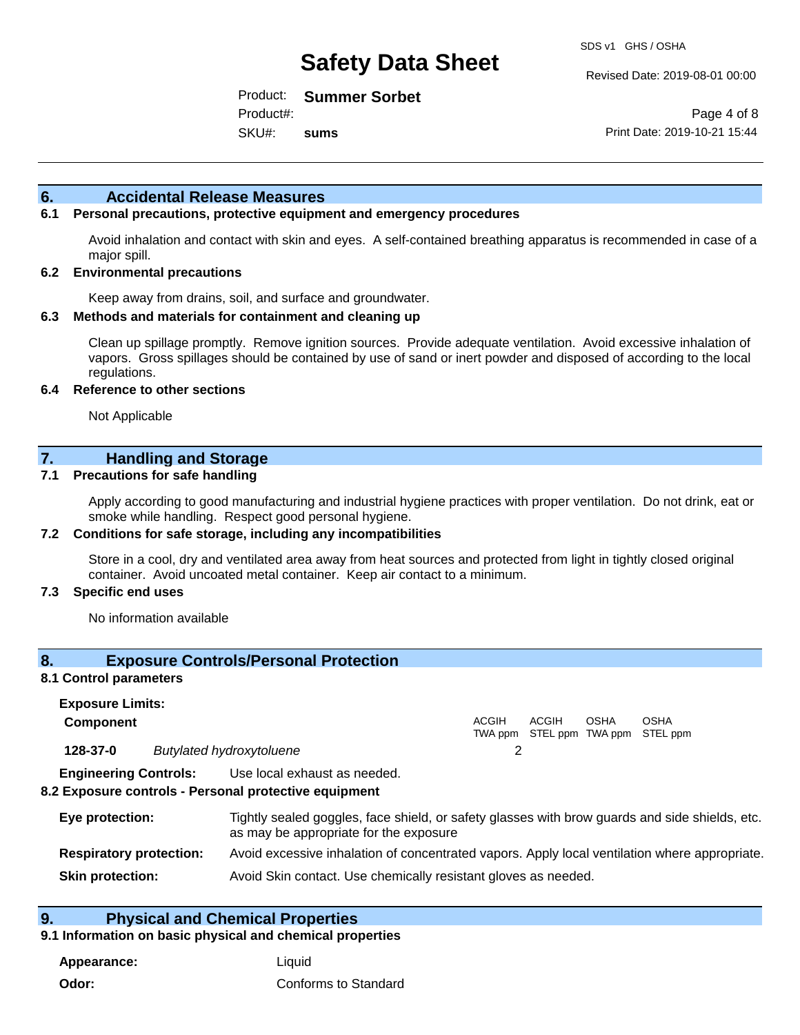## 6. Accidental Release Measures

### 6.1 Personal precautions, protective equipment and emergency procedures

Avoid inhalation and contact with skin and eyes. A self-contained breathing apparatus is recommended in case of a major spill.

### 6.2 Environmental precautions

Keep away from drains, soil, and surface and groundwater.

### 6.3 Methods and materials for containment and cleaning up

Clean up spillage promptly. Remove ignition sources. Provide adequate ventilation. Avoid excessive inhalation of vapors. Gross spillages should be contained by use of sand or inert powder and disposed of according to the local regulations.

### 6.4 Reference to other sections

Not Applicable

## 7. Handling and Storage

### 7.1 Precautions for safe handling

Apply according to good manufacturing and industrial hygiene practices with proper ventilation. Do not drink, eat or smoke while handling. Respect good personal hygiene.

### 7.2 Conditions for safe storage, including any incompatibilities

Store in a cool, dry and ventilated area away from heat sources and protected from light in tightly closed original container. Avoid uncoated metal container. Keep air contact to a minimum.

### 7.3 Specific end uses

No information available

## 8. Exposure Controls/Personal Protection

### 8.1 Control parameters

**Exposure Limits:**

| Component | | ACGIH TWA ppm | ACGIH STEL ppm | OSHA TWA ppm | OSHA STEL ppm |
|---|---|---|---|---|---|
| 128-37-0 | *Butylated hydroxytoluene* | 2 | | | |

**Engineering Controls:** Use local exhaust as needed.

### 8.2 Exposure controls - Personal protective equipment

**Eye protection:** Tightly sealed goggles, face shield, or safety glasses with brow guards and side shields, etc. as may be appropriate for the exposure

**Respiratory protection:** Avoid excessive inhalation of concentrated vapors. Apply local ventilation where appropriate.

**Skin protection:** Avoid Skin contact. Use chemically resistant gloves as needed.

## 9. Physical and Chemical Properties

### 9.1 Information on basic physical and chemical properties

**Appearance:** Liquid

**Odor:** Conforms to Standard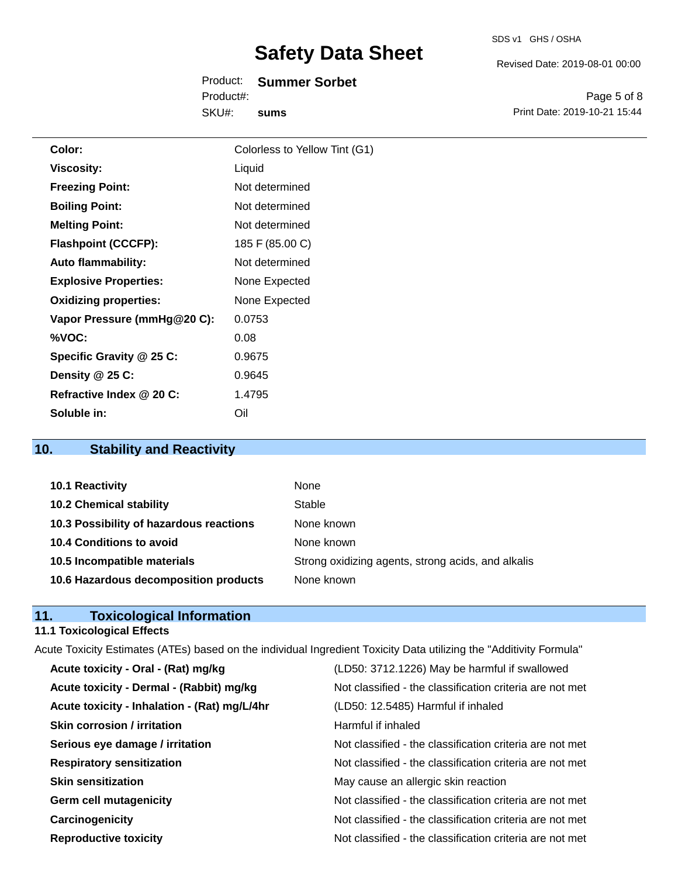| | |
|---|---|
| **Color:** | Colorless to Yellow Tint (G1) |
| **Viscosity:** | Liquid |
| **Freezing Point:** | Not determined |
| **Boiling Point:** | Not determined |
| **Melting Point:** | Not determined |
| **Flashpoint (CCCFP):** | 185 F (85.00 C) |
| **Auto flammability:** | Not determined |
| **Explosive Properties:** | None Expected |
| **Oxidizing properties:** | None Expected |
| **Vapor Pressure (mmHg@20 C):** | 0.0753 |
| **%VOC:** | 0.08 |
| **Specific Gravity @ 25 C:** | 0.9675 |
| **Density @ 25 C:** | 0.9645 |
| **Refractive Index @ 20 C:** | 1.4795 |
| **Soluble in:** | Oil |

## 10. Stability and Reactivity

| | |
|---|---|
| **10.1 Reactivity** | None |
| **10.2 Chemical stability** | Stable |
| **10.3 Possibility of hazardous reactions** | None known |
| **10.4 Conditions to avoid** | None known |
| **10.5 Incompatible materials** | Strong oxidizing agents, strong acids, and alkalis |
| **10.6 Hazardous decomposition products** | None known |

## 11. Toxicological Information

### 11.1 Toxicological Effects

Acute Toxicity Estimates (ATEs) based on the individual Ingredient Toxicity Data utilizing the "Additivity Formula"

| | |
|---|---|
| **Acute toxicity - Oral - (Rat) mg/kg** | (LD50: 3712.1226) May be harmful if swallowed |
| **Acute toxicity - Dermal - (Rabbit) mg/kg** | Not classified - the classification criteria are not met |
| **Acute toxicity - Inhalation - (Rat) mg/L/4hr** | (LD50: 12.5485) Harmful if inhaled |
| **Skin corrosion / irritation** | Harmful if inhaled |
| **Serious eye damage / irritation** | Not classified - the classification criteria are not met |
| **Respiratory sensitization** | Not classified - the classification criteria are not met |
| **Skin sensitization** | May cause an allergic skin reaction |
| **Germ cell mutagenicity** | Not classified - the classification criteria are not met |
| **Carcinogenicity** | Not classified - the classification criteria are not met |
| **Reproductive toxicity** | Not classified - the classification criteria are not met |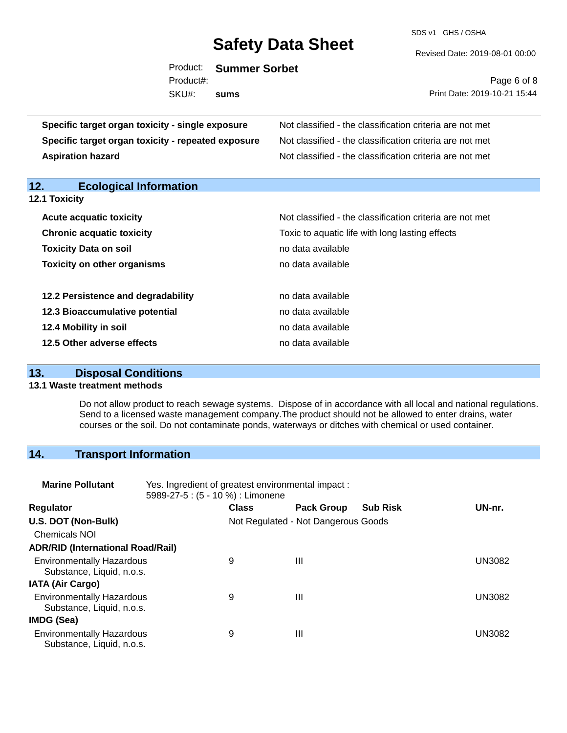| | |
|---|---|
| **Specific target organ toxicity - single exposure** | Not classified - the classification criteria are not met |
| **Specific target organ toxicity - repeated exposure** | Not classified - the classification criteria are not met |
| **Aspiration hazard** | Not classified - the classification criteria are not met |

## 12. Ecological Information

### 12.1 Toxicity

| | |
|---|---|
| **Acute acquatic toxicity** | Not classified - the classification criteria are not met |
| **Chronic acquatic toxicity** | Toxic to aquatic life with long lasting effects |
| **Toxicity Data on soil** | no data available |
| **Toxicity on other organisms** | no data available |

| | |
|---|---|
| **12.2 Persistence and degradability** | no data available |
| **12.3 Bioaccumulative potential** | no data available |
| **12.4 Mobility in soil** | no data available |
| **12.5 Other adverse effects** | no data available |

## 13. Disposal Conditions

### 13.1 Waste treatment methods

Do not allow product to reach sewage systems. Dispose of in accordance with all local and national regulations. Send to a licensed waste management company.The product should not be allowed to enter drains, water courses or the soil. Do not contaminate ponds, waterways or ditches with chemical or used container.

## 14. Transport Information

**Marine Pollutant** Yes. Ingredient of greatest environmental impact : 5989-27-5 : (5 - 10 %) : Limonene

| Regulator | Class | Pack Group | Sub Risk | UN-nr. |
|---|---|---|---|---|
| **U.S. DOT (Non-Bulk)** | Not Regulated - Not Dangerous Goods | | | |
| Chemicals NOI | | | | |
| **ADR/RID (International Road/Rail)** | | | | |
| Environmentally Hazardous Substance, Liquid, n.o.s. | 9 | III | | UN3082 |
| **IATA (Air Cargo)** | | | | |
| Environmentally Hazardous Substance, Liquid, n.o.s. | 9 | III | | UN3082 |
| **IMDG (Sea)** | | | | |
| Environmentally Hazardous Substance, Liquid, n.o.s. | 9 | III | | UN3082 |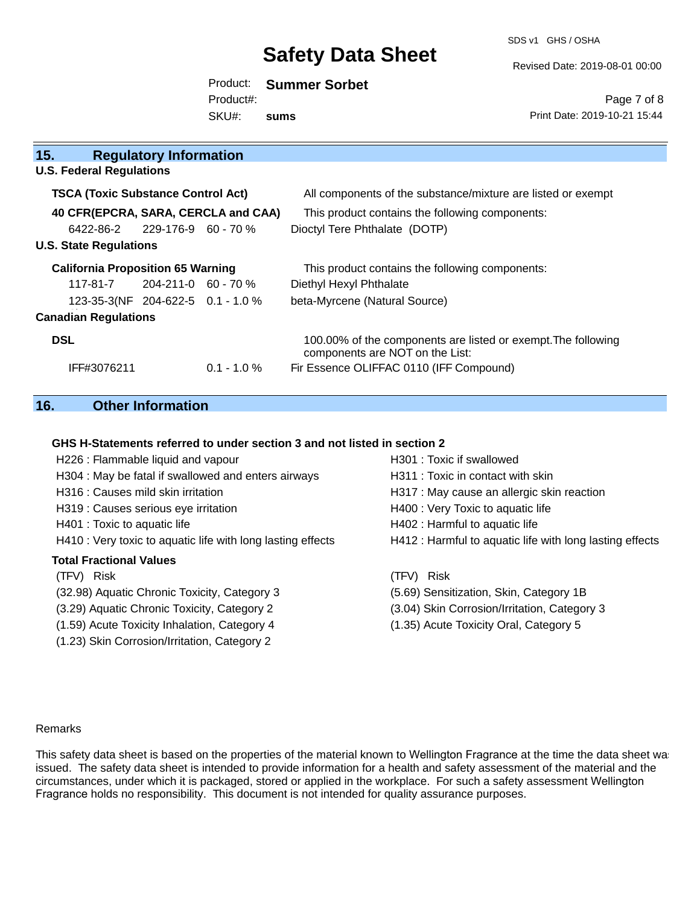## 15. Regulatory Information

### U.S. Federal Regulations

**TSCA (Toxic Substance Control Act)** — All components of the substance/mixture are listed or exempt

**40 CFR(EPCRA, SARA, CERCLA and CAA)** — This product contains the following components:

| CAS | EC | % | Name |
|---|---|---|---|
| 6422-86-2 | 229-176-9 | 60 - 70 % | Dioctyl Tere Phthalate (DOTP) |

### U.S. State Regulations

**California Proposition 65 Warning** — This product contains the following components:

| CAS | EC | % | Name |
|---|---|---|---|
| 117-81-7 | 204-211-0 | 60 - 70 % | Diethyl Hexyl Phthalate |
| 123-35-3(NF | 204-622-5 | 0.1 - 1.0 % | beta-Myrcene (Natural Source) |

### Canadian Regulations

**DSL** — 100.00% of the components are listed or exempt.The following components are NOT on the List:

| ID | % | Name |
|---|---|---|
| IFF#3076211 | 0.1 - 1.0 % | Fir Essence OLIFFAC 0110 (IFF Compound) |

## 16. Other Information

**GHS H-Statements referred to under section 3 and not listed in section 2**

H226 : Flammable liquid and vapour
H301 : Toxic if swallowed
H304 : May be fatal if swallowed and enters airways
H311 : Toxic in contact with skin
H316 : Causes mild skin irritation
H317 : May cause an allergic skin reaction
H319 : Causes serious eye irritation
H400 : Very Toxic to aquatic life
H401 : Toxic to aquatic life
H402 : Harmful to aquatic life
H410 : Very toxic to aquatic life with long lasting effects
H412 : Harmful to aquatic life with long lasting effects

**Total Fractional Values**

| (TFV) Risk | (TFV) Risk |
|---|---|
| (32.98) Aquatic Chronic Toxicity, Category 3 | (5.69) Sensitization, Skin, Category 1B |
| (3.29) Aquatic Chronic Toxicity, Category 2 | (3.04) Skin Corrosion/Irritation, Category 3 |
| (1.59) Acute Toxicity Inhalation, Category 4 | (1.35) Acute Toxicity Oral, Category 5 |
| (1.23) Skin Corrosion/Irritation, Category 2 | |

Remarks

This safety data sheet is based on the properties of the material known to Wellington Fragrance at the time the data sheet was issued. The safety data sheet is intended to provide information for a health and safety assessment of the material and the circumstances, under which it is packaged, stored or applied in the workplace. For such a safety assessment Wellington Fragrance holds no responsibility. This document is not intended for quality assurance purposes.